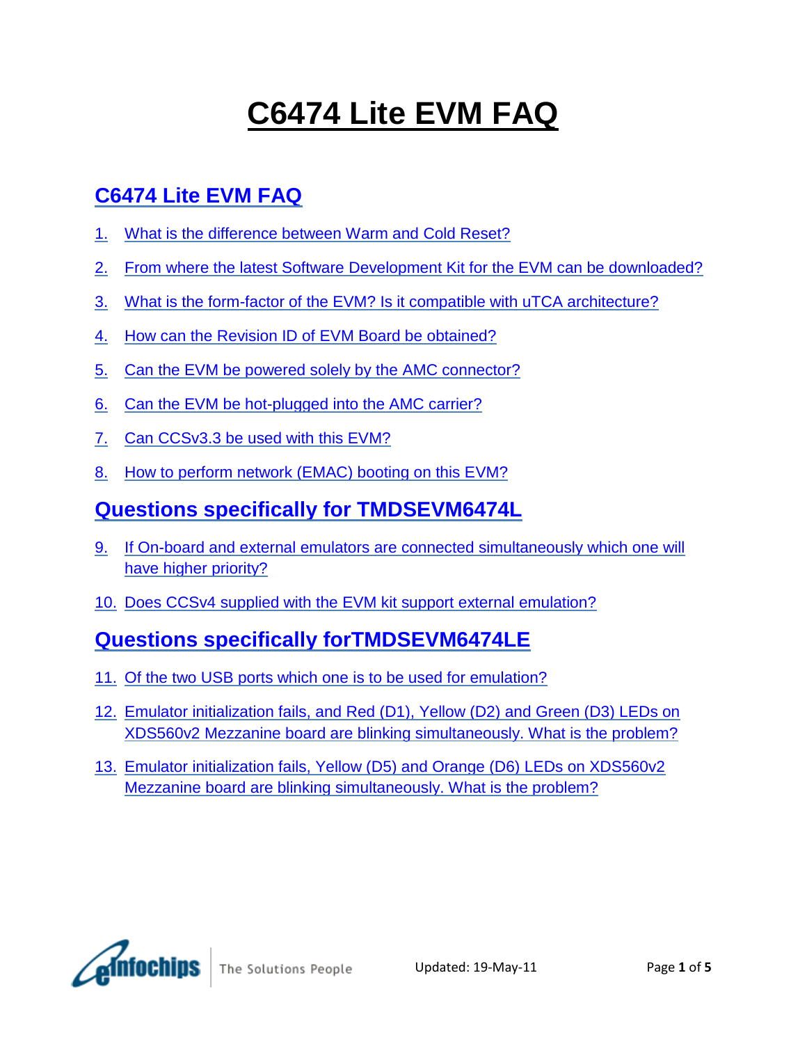# C6474 Lite EVM FAQ

## C6474 Lite EVM FAQ

1. What is the difference between Warm and Cold Reset?
2. From where the latest Software Development Kit for the EVM can be downloaded?
3. What is the form-factor of the EVM? Is it compatible with uTCA architecture?
4. How can the Revision ID of EVM Board be obtained?
5. Can the EVM be powered solely by the AMC connector?
6. Can the EVM be hot-plugged into the AMC carrier?
7. Can CCSv3.3 be used with this EVM?
8. How to perform network (EMAC) booting on this EVM?

## Questions specifically for TMDSEVM6474L

9. If On-board and external emulators are connected simultaneously which one will have higher priority?
10. Does CCSv4 supplied with the EVM kit support external emulation?

## Questions specifically forTMDSEVM6474LE

11. Of the two USB ports which one is to be used for emulation?
12. Emulator initialization fails, and Red (D1), Yellow (D2) and Green (D3) LEDs on XDS560v2 Mezzanine board are blinking simultaneously. What is the problem?
13. Emulator initialization fails, Yellow (D5) and Orange (D6) LEDs on XDS560v2 Mezzanine board are blinking simultaneously. What is the problem?

Updated: 19-May-11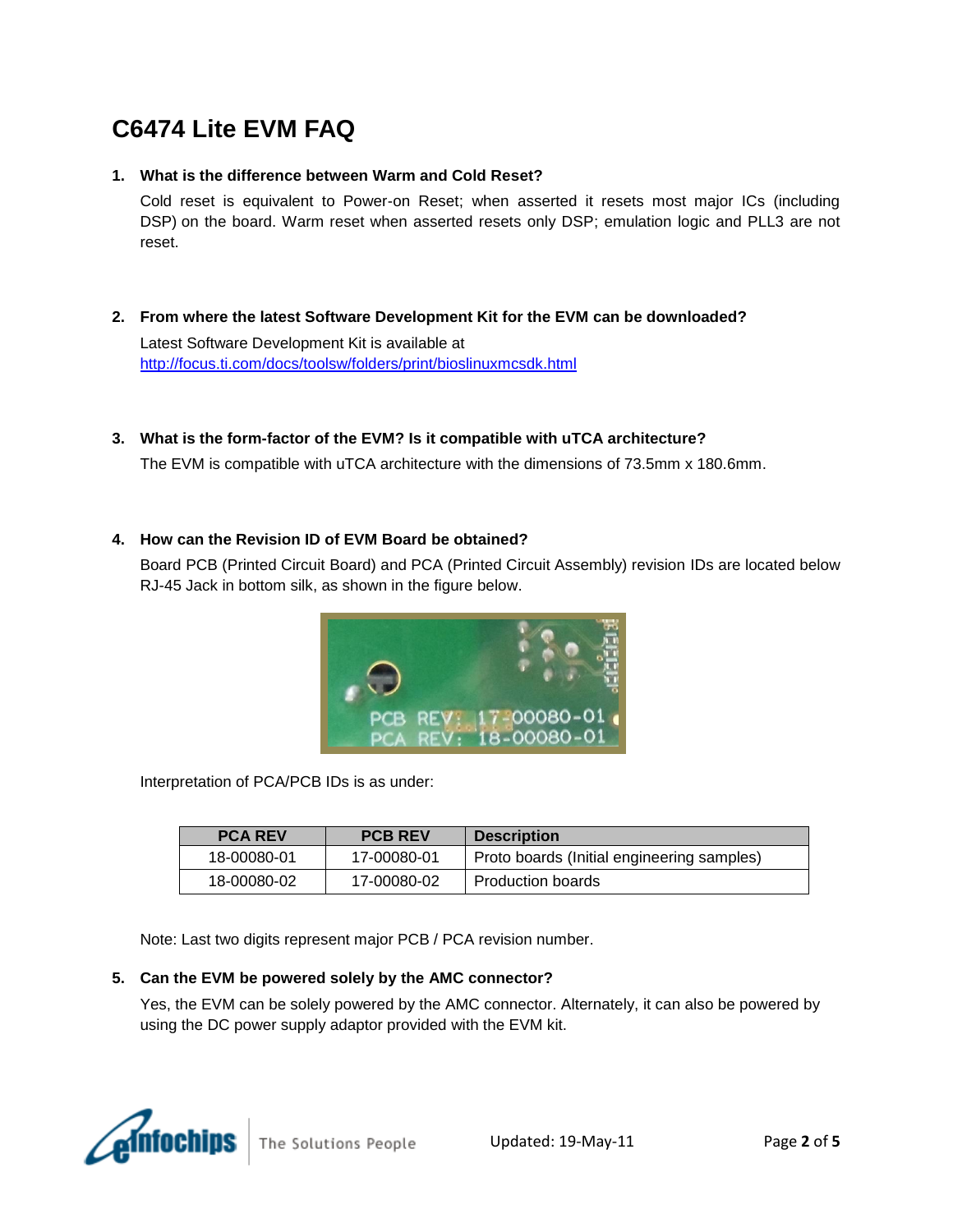# C6474 Lite EVM FAQ

1. **What is the difference between Warm and Cold Reset?**

   Cold reset is equivalent to Power-on Reset; when asserted it resets most major ICs (including DSP) on the board. Warm reset when asserted resets only DSP; emulation logic and PLL3 are not reset.

2. **From where the latest Software Development Kit for the EVM can be downloaded?**

   Latest Software Development Kit is available at
   http://focus.ti.com/docs/toolsw/folders/print/bioslinuxmcsdk.html

3. **What is the form-factor of the EVM? Is it compatible with uTCA architecture?**

   The EVM is compatible with uTCA architecture with the dimensions of 73.5mm x 180.6mm.

4. **How can the Revision ID of EVM Board be obtained?**

   Board PCB (Printed Circuit Board) and PCA (Printed Circuit Assembly) revision IDs are located below RJ-45 Jack in bottom silk, as shown in the figure below.

   Interpretation of PCA/PCB IDs is as under:

   | PCA REV | PCB REV | Description |
   | --- | --- | --- |
   | 18-00080-01 | 17-00080-01 | Proto boards (Initial engineering samples) |
   | 18-00080-02 | 17-00080-02 | Production boards |

   Note: Last two digits represent major PCB / PCA revision number.

5. **Can the EVM be powered solely by the AMC connector?**

   Yes, the EVM can be solely powered by the AMC connector. Alternately, it can also be powered by using the DC power supply adaptor provided with the EVM kit.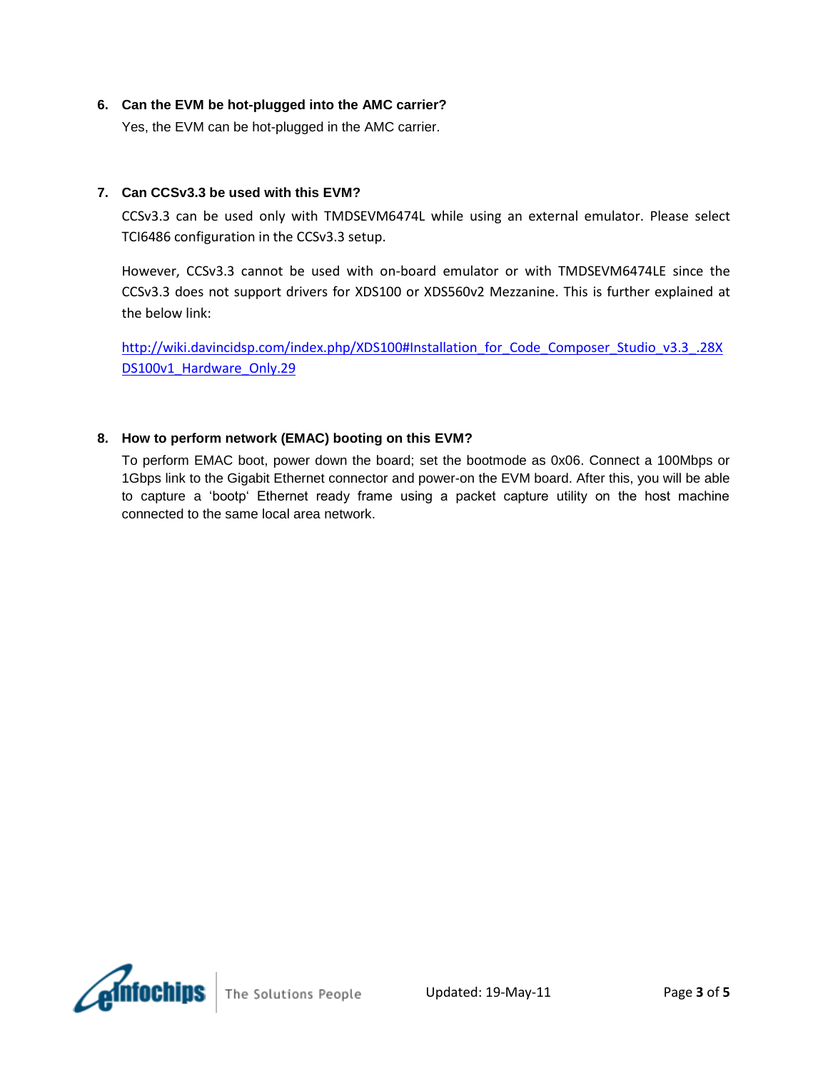6. **Can the EVM be hot-plugged into the AMC carrier?**

   Yes, the EVM can be hot-plugged in the AMC carrier.

7. **Can CCSv3.3 be used with this EVM?**

   CCSv3.3 can be used only with TMDSEVM6474L while using an external emulator. Please select TCI6486 configuration in the CCSv3.3 setup.

   However, CCSv3.3 cannot be used with on-board emulator or with TMDSEVM6474LE since the CCSv3.3 does not support drivers for XDS100 or XDS560v2 Mezzanine. This is further explained at the below link:

   http://wiki.davincidsp.com/index.php/XDS100#Installation_for_Code_Composer_Studio_v3.3_.28XDS100v1_Hardware_Only.29

8. **How to perform network (EMAC) booting on this EVM?**

   To perform EMAC boot, power down the board; set the bootmode as 0x06. Connect a 100Mbps or 1Gbps link to the Gigabit Ethernet connector and power-on the EVM board. After this, you will be able to capture a 'bootp' Ethernet ready frame using a packet capture utility on the host machine connected to the same local area network.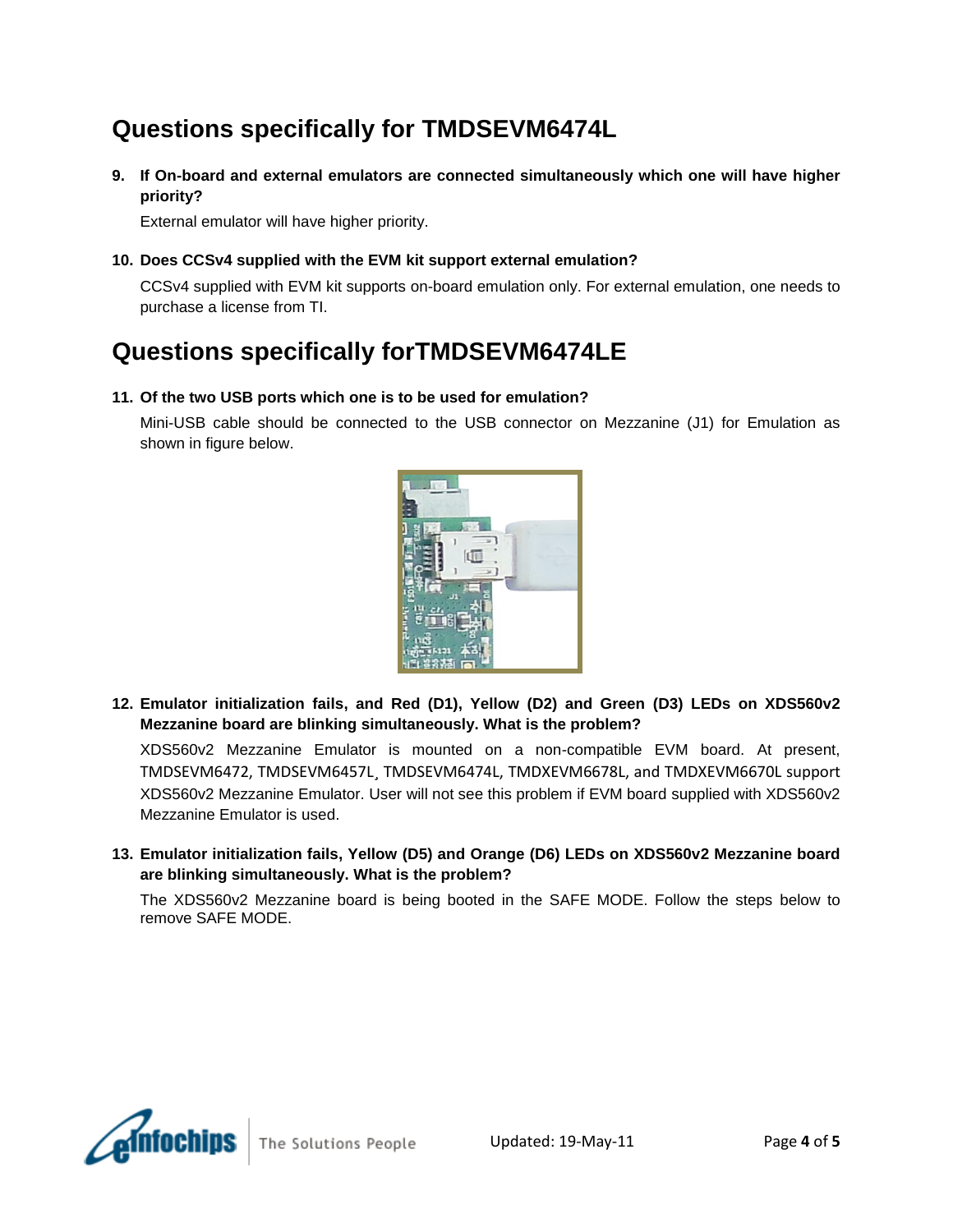## Questions specifically for TMDSEVM6474L

**9. If On-board and external emulators are connected simultaneously which one will have higher priority?**

External emulator will have higher priority.

**10. Does CCSv4 supplied with the EVM kit support external emulation?**

CCSv4 supplied with EVM kit supports on-board emulation only. For external emulation, one needs to purchase a license from TI.

## Questions specifically forTMDSEVM6474LE

**11. Of the two USB ports which one is to be used for emulation?**

Mini-USB cable should be connected to the USB connector on Mezzanine (J1) for Emulation as shown in figure below.

**12. Emulator initialization fails, and Red (D1), Yellow (D2) and Green (D3) LEDs on XDS560v2 Mezzanine board are blinking simultaneously. What is the problem?**

XDS560v2 Mezzanine Emulator is mounted on a non-compatible EVM board. At present, TMDSEVM6472, TMDSEVM6457L¸ TMDSEVM6474L, TMDXEVM6678L, and TMDXEVM6670L support XDS560v2 Mezzanine Emulator. User will not see this problem if EVM board supplied with XDS560v2 Mezzanine Emulator is used.

**13. Emulator initialization fails, Yellow (D5) and Orange (D6) LEDs on XDS560v2 Mezzanine board are blinking simultaneously. What is the problem?**

The XDS560v2 Mezzanine board is being booted in the SAFE MODE. Follow the steps below to remove SAFE MODE.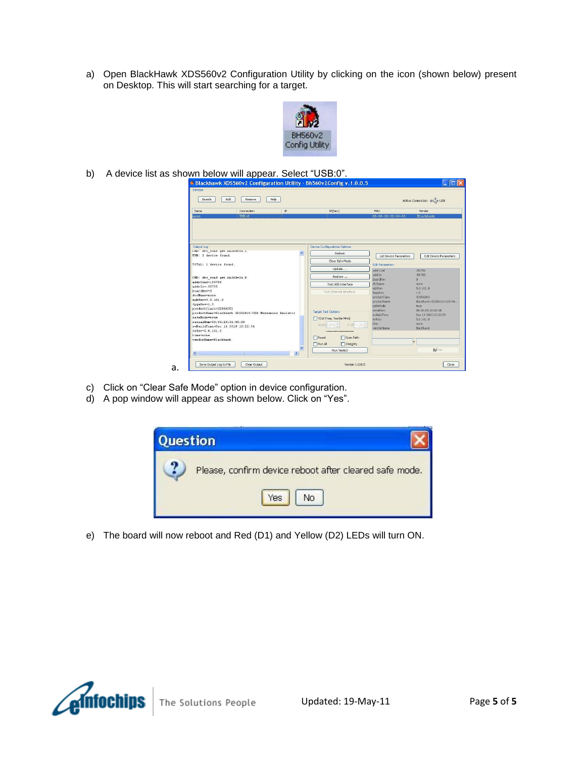a) Open BlackHawk XDS560v2 Configuration Utility by clicking on the icon (shown below) present on Desktop. This will start searching for a target.

b) A device list as shown below will appear. Select "USB:0".

a.

c) Click on "Clear Safe Mode" option in device configuration.

d) A pop window will appear as shown below. Click on "Yes".

e) The board will now reboot and Red (D1) and Yellow (D2) LEDs will turn ON.